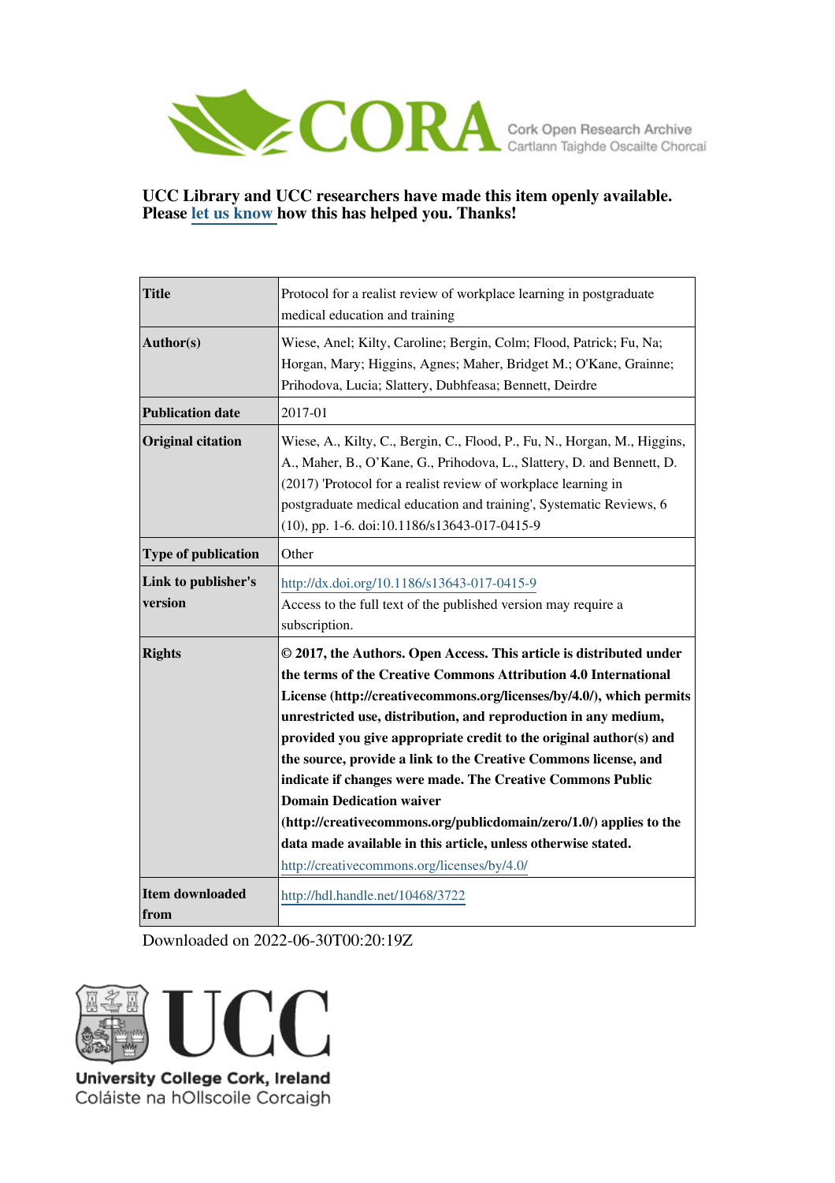UCC Library and UCC researchers have made this item openly available. Please let us know how this has helped you. Thanks!

| | |
|---|---|
| **Title** | Protocol for a realist review of workplace learning in postgraduate medical education and training |
| **Author(s)** | Wiese, Anel; Kilty, Caroline; Bergin, Colm; Flood, Patrick; Fu, Na; Horgan, Mary; Higgins, Agnes; Maher, Bridget M.; O'Kane, Grainne; Prihodova, Lucia; Slattery, Dubhfeasa; Bennett, Deirdre |
| **Publication date** | 2017-01 |
| **Original citation** | Wiese, A., Kilty, C., Bergin, C., Flood, P., Fu, N., Horgan, M., Higgins, A., Maher, B., O'Kane, G., Prihodova, L., Slattery, D. and Bennett, D. (2017) 'Protocol for a realist review of workplace learning in postgraduate medical education and training', Systematic Reviews, 6 (10), pp. 1-6. doi:10.1186/s13643-017-0415-9 |
| **Type of publication** | Other |
| **Link to publisher's version** | http://dx.doi.org/10.1186/s13643-017-0415-9<br>Access to the full text of the published version may require a subscription. |
| **Rights** | **© 2017, the Authors. Open Access. This article is distributed under the terms of the Creative Commons Attribution 4.0 International License (http://creativecommons.org/licenses/by/4.0/), which permits unrestricted use, distribution, and reproduction in any medium, provided you give appropriate credit to the original author(s) and the source, provide a link to the Creative Commons license, and indicate if changes were made. The Creative Commons Public Domain Dedication waiver (http://creativecommons.org/publicdomain/zero/1.0/) applies to the data made available in this article, unless otherwise stated.**<br>http://creativecommons.org/licenses/by/4.0/ |
| **Item downloaded from** | http://hdl.handle.net/10468/3722 |

Downloaded on 2022-06-30T00:20:19Z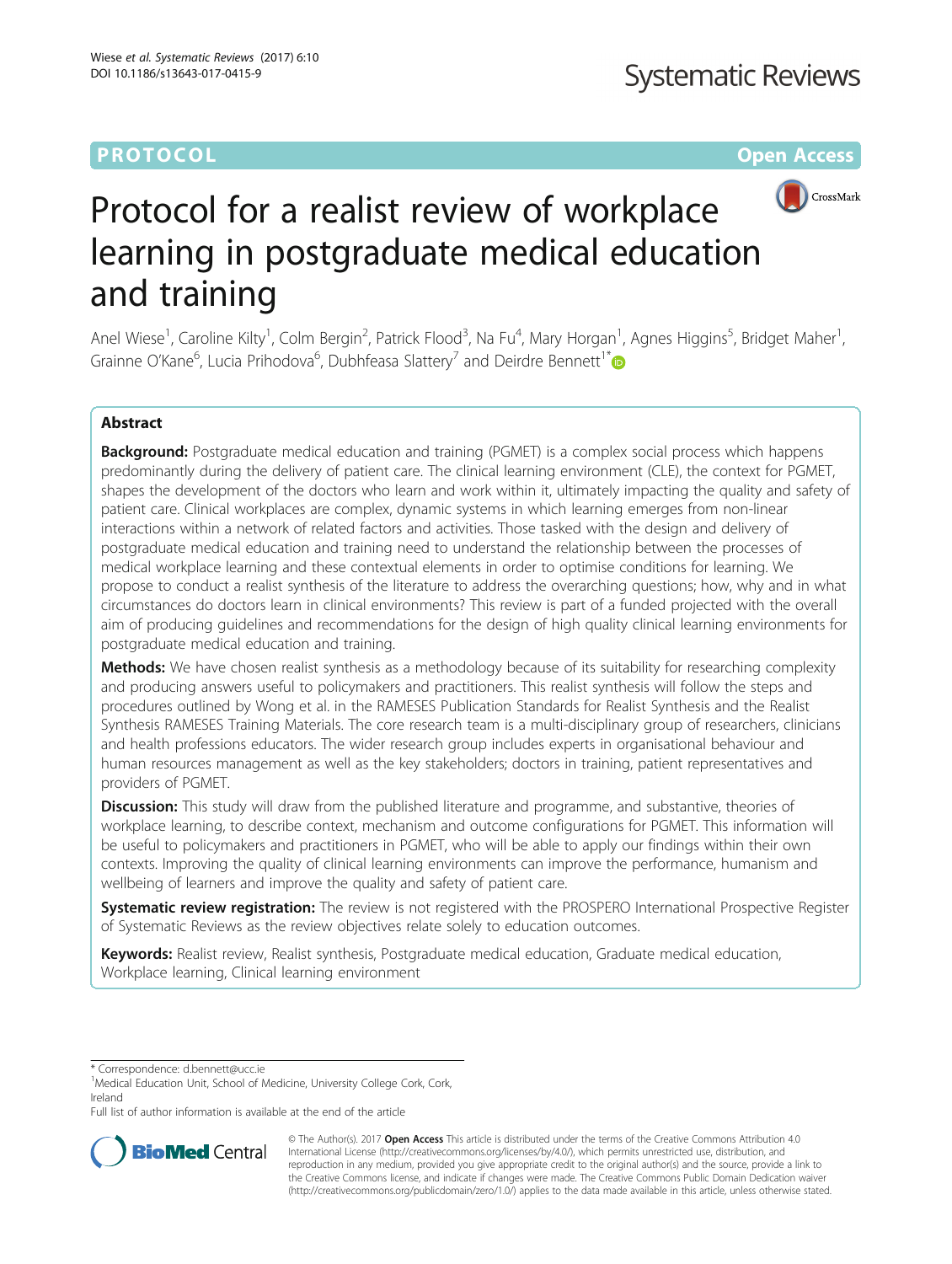# Protocol for a realist review of workplace learning in postgraduate medical education and training

Anel Wiese[1], Caroline Kilty[1], Colm Bergin[2], Patrick Flood[3], Na Fu[4], Mary Horgan[1], Agnes Higgins[5], Bridget Maher[1], Grainne O'Kane[6], Lucia Prihodova[6], Dubhfeasa Slattery[7] and Deirdre Bennett[1*]

## Abstract

**Background:** Postgraduate medical education and training (PGMET) is a complex social process which happens predominantly during the delivery of patient care. The clinical learning environment (CLE), the context for PGMET, shapes the development of the doctors who learn and work within it, ultimately impacting the quality and safety of patient care. Clinical workplaces are complex, dynamic systems in which learning emerges from non-linear interactions within a network of related factors and activities. Those tasked with the design and delivery of postgraduate medical education and training need to understand the relationship between the processes of medical workplace learning and these contextual elements in order to optimise conditions for learning. We propose to conduct a realist synthesis of the literature to address the overarching questions; how, why and in what circumstances do doctors learn in clinical environments? This review is part of a funded projected with the overall aim of producing guidelines and recommendations for the design of high quality clinical learning environments for postgraduate medical education and training.

**Methods:** We have chosen realist synthesis as a methodology because of its suitability for researching complexity and producing answers useful to policymakers and practitioners. This realist synthesis will follow the steps and procedures outlined by Wong et al. in the RAMESES Publication Standards for Realist Synthesis and the Realist Synthesis RAMESES Training Materials. The core research team is a multi-disciplinary group of researchers, clinicians and health professions educators. The wider research group includes experts in organisational behaviour and human resources management as well as the key stakeholders; doctors in training, patient representatives and providers of PGMET.

**Discussion:** This study will draw from the published literature and programme, and substantive, theories of workplace learning, to describe context, mechanism and outcome configurations for PGMET. This information will be useful to policymakers and practitioners in PGMET, who will be able to apply our findings within their own contexts. Improving the quality of clinical learning environments can improve the performance, humanism and wellbeing of learners and improve the quality and safety of patient care.

**Systematic review registration:** The review is not registered with the PROSPERO International Prospective Register of Systematic Reviews as the review objectives relate solely to education outcomes.

**Keywords:** Realist review, Realist synthesis, Postgraduate medical education, Graduate medical education, Workplace learning, Clinical learning environment

* Correspondence: d.bennett@ucc.ie
[1]Medical Education Unit, School of Medicine, University College Cork, Cork, Ireland
Full list of author information is available at the end of the article

© The Author(s). 2017 **Open Access** This article is distributed under the terms of the Creative Commons Attribution 4.0 International License (http://creativecommons.org/licenses/by/4.0/), which permits unrestricted use, distribution, and reproduction in any medium, provided you give appropriate credit to the original author(s) and the source, provide a link to the Creative Commons license, and indicate if changes were made. The Creative Commons Public Domain Dedication waiver (http://creativecommons.org/publicdomain/zero/1.0/) applies to the data made available in this article, unless otherwise stated.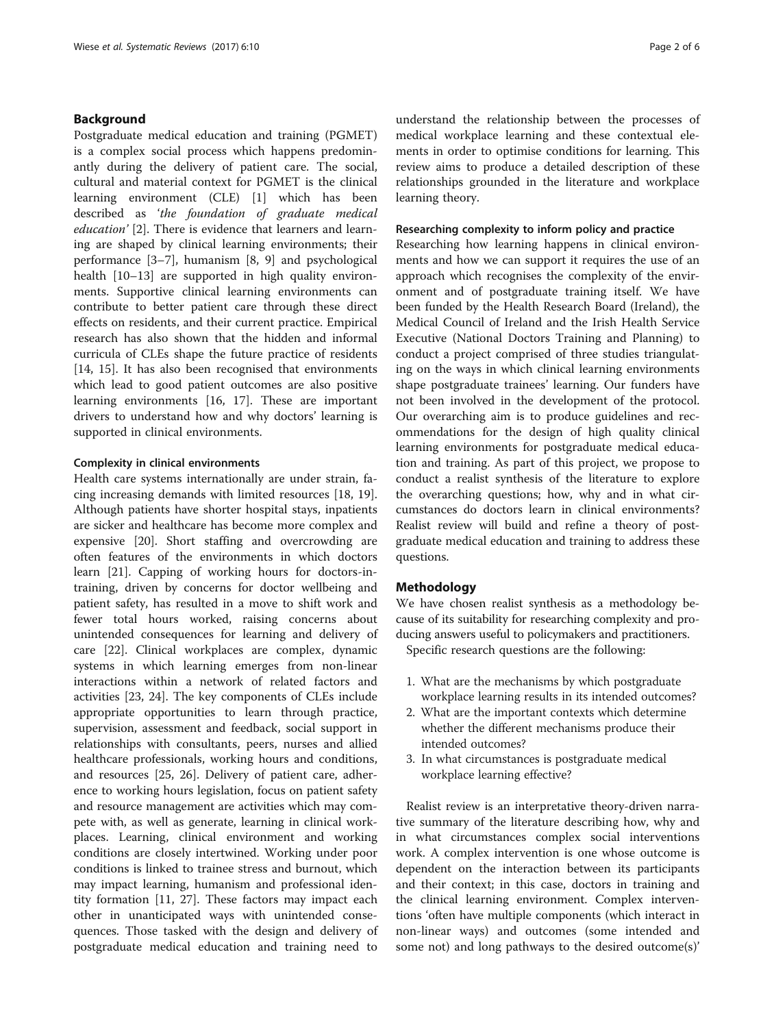## Background

Postgraduate medical education and training (PGMET) is a complex social process which happens predominantly during the delivery of patient care. The social, cultural and material context for PGMET is the clinical learning environment (CLE) [1] which has been described as *'the foundation of graduate medical education'* [2]. There is evidence that learners and learning are shaped by clinical learning environments; their performance [3–7], humanism [8, 9] and psychological health [10–13] are supported in high quality environments. Supportive clinical learning environments can contribute to better patient care through these direct effects on residents, and their current practice. Empirical research has also shown that the hidden and informal curricula of CLEs shape the future practice of residents [14, 15]. It has also been recognised that environments which lead to good patient outcomes are also positive learning environments [16, 17]. These are important drivers to understand how and why doctors' learning is supported in clinical environments.

### Complexity in clinical environments

Health care systems internationally are under strain, facing increasing demands with limited resources [18, 19]. Although patients have shorter hospital stays, inpatients are sicker and healthcare has become more complex and expensive [20]. Short staffing and overcrowding are often features of the environments in which doctors learn [21]. Capping of working hours for doctors-in-training, driven by concerns for doctor wellbeing and patient safety, has resulted in a move to shift work and fewer total hours worked, raising concerns about unintended consequences for learning and delivery of care [22]. Clinical workplaces are complex, dynamic systems in which learning emerges from non-linear interactions within a network of related factors and activities [23, 24]. The key components of CLEs include appropriate opportunities to learn through practice, supervision, assessment and feedback, social support in relationships with consultants, peers, nurses and allied healthcare professionals, working hours and conditions, and resources [25, 26]. Delivery of patient care, adherence to working hours legislation, focus on patient safety and resource management are activities which may compete with, as well as generate, learning in clinical workplaces. Learning, clinical environment and working conditions are closely intertwined. Working under poor conditions is linked to trainee stress and burnout, which may impact learning, humanism and professional identity formation [11, 27]. These factors may impact each other in unanticipated ways with unintended consequences. Those tasked with the design and delivery of postgraduate medical education and training need to understand the relationship between the processes of medical workplace learning and these contextual elements in order to optimise conditions for learning. This review aims to produce a detailed description of these relationships grounded in the literature and workplace learning theory.

### Researching complexity to inform policy and practice

Researching how learning happens in clinical environments and how we can support it requires the use of an approach which recognises the complexity of the environment and of postgraduate training itself. We have been funded by the Health Research Board (Ireland), the Medical Council of Ireland and the Irish Health Service Executive (National Doctors Training and Planning) to conduct a project comprised of three studies triangulating on the ways in which clinical learning environments shape postgraduate trainees' learning. Our funders have not been involved in the development of the protocol. Our overarching aim is to produce guidelines and recommendations for the design of high quality clinical learning environments for postgraduate medical education and training. As part of this project, we propose to conduct a realist synthesis of the literature to explore the overarching questions; how, why and in what circumstances do doctors learn in clinical environments? Realist review will build and refine a theory of postgraduate medical education and training to address these questions.

## Methodology

We have chosen realist synthesis as a methodology because of its suitability for researching complexity and producing answers useful to policymakers and practitioners.

Specific research questions are the following:

1. What are the mechanisms by which postgraduate workplace learning results in its intended outcomes?
2. What are the important contexts which determine whether the different mechanisms produce their intended outcomes?
3. In what circumstances is postgraduate medical workplace learning effective?

Realist review is an interpretative theory-driven narrative summary of the literature describing how, why and in what circumstances complex social interventions work. A complex intervention is one whose outcome is dependent on the interaction between its participants and their context; in this case, doctors in training and the clinical learning environment. Complex interventions 'often have multiple components (which interact in non-linear ways) and outcomes (some intended and some not) and long pathways to the desired outcome(s)'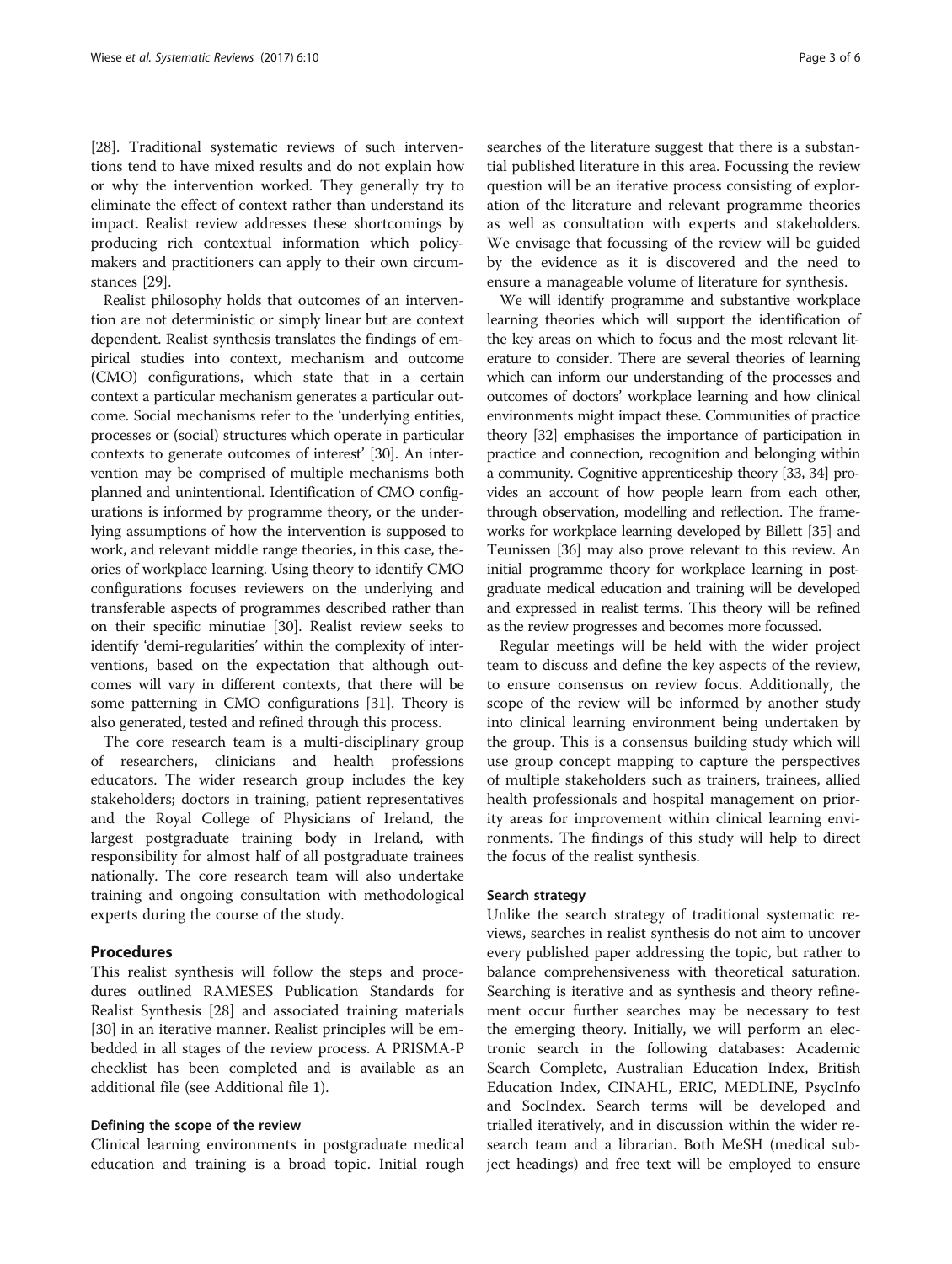[28]. Traditional systematic reviews of such interventions tend to have mixed results and do not explain how or why the intervention worked. They generally try to eliminate the effect of context rather than understand its impact. Realist review addresses these shortcomings by producing rich contextual information which policy-makers and practitioners can apply to their own circumstances [29].

Realist philosophy holds that outcomes of an intervention are not deterministic or simply linear but are context dependent. Realist synthesis translates the findings of empirical studies into context, mechanism and outcome (CMO) configurations, which state that in a certain context a particular mechanism generates a particular outcome. Social mechanisms refer to the 'underlying entities, processes or (social) structures which operate in particular contexts to generate outcomes of interest' [30]. An intervention may be comprised of multiple mechanisms both planned and unintentional. Identification of CMO configurations is informed by programme theory, or the underlying assumptions of how the intervention is supposed to work, and relevant middle range theories, in this case, theories of workplace learning. Using theory to identify CMO configurations focuses reviewers on the underlying and transferable aspects of programmes described rather than on their specific minutiae [30]. Realist review seeks to identify 'demi-regularities' within the complexity of interventions, based on the expectation that although outcomes will vary in different contexts, that there will be some patterning in CMO configurations [31]. Theory is also generated, tested and refined through this process.

The core research team is a multi-disciplinary group of researchers, clinicians and health professions educators. The wider research group includes the key stakeholders; doctors in training, patient representatives and the Royal College of Physicians of Ireland, the largest postgraduate training body in Ireland, with responsibility for almost half of all postgraduate trainees nationally. The core research team will also undertake training and ongoing consultation with methodological experts during the course of the study.

## Procedures

This realist synthesis will follow the steps and procedures outlined RAMESES Publication Standards for Realist Synthesis [28] and associated training materials [30] in an iterative manner. Realist principles will be embedded in all stages of the review process. A PRISMA-P checklist has been completed and is available as an additional file (see Additional file 1).

### Defining the scope of the review

Clinical learning environments in postgraduate medical education and training is a broad topic. Initial rough searches of the literature suggest that there is a substantial published literature in this area. Focussing the review question will be an iterative process consisting of exploration of the literature and relevant programme theories as well as consultation with experts and stakeholders. We envisage that focussing of the review will be guided by the evidence as it is discovered and the need to ensure a manageable volume of literature for synthesis.

We will identify programme and substantive workplace learning theories which will support the identification of the key areas on which to focus and the most relevant literature to consider. There are several theories of learning which can inform our understanding of the processes and outcomes of doctors' workplace learning and how clinical environments might impact these. Communities of practice theory [32] emphasises the importance of participation in practice and connection, recognition and belonging within a community. Cognitive apprenticeship theory [33, 34] provides an account of how people learn from each other, through observation, modelling and reflection. The frameworks for workplace learning developed by Billett [35] and Teunissen [36] may also prove relevant to this review. An initial programme theory for workplace learning in postgraduate medical education and training will be developed and expressed in realist terms. This theory will be refined as the review progresses and becomes more focussed.

Regular meetings will be held with the wider project team to discuss and define the key aspects of the review, to ensure consensus on review focus. Additionally, the scope of the review will be informed by another study into clinical learning environment being undertaken by the group. This is a consensus building study which will use group concept mapping to capture the perspectives of multiple stakeholders such as trainers, trainees, allied health professionals and hospital management on priority areas for improvement within clinical learning environments. The findings of this study will help to direct the focus of the realist synthesis.

### Search strategy

Unlike the search strategy of traditional systematic reviews, searches in realist synthesis do not aim to uncover every published paper addressing the topic, but rather to balance comprehensiveness with theoretical saturation. Searching is iterative and as synthesis and theory refinement occur further searches may be necessary to test the emerging theory. Initially, we will perform an electronic search in the following databases: Academic Search Complete, Australian Education Index, British Education Index, CINAHL, ERIC, MEDLINE, PsycInfo and SocIndex. Search terms will be developed and trialled iteratively, and in discussion within the wider research team and a librarian. Both MeSH (medical subject headings) and free text will be employed to ensure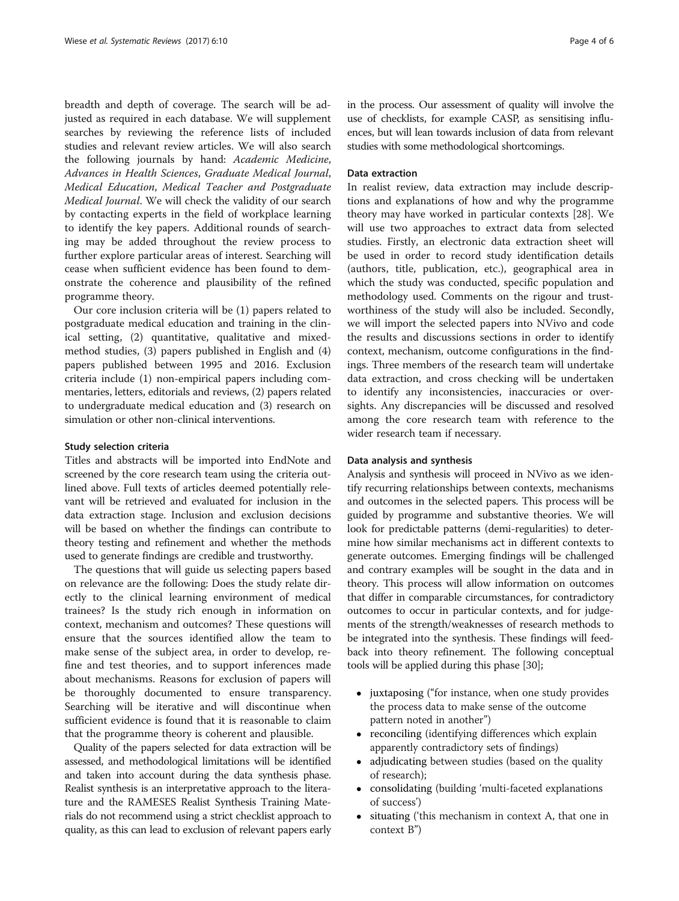breadth and depth of coverage. The search will be adjusted as required in each database. We will supplement searches by reviewing the reference lists of included studies and relevant review articles. We will also search the following journals by hand: *Academic Medicine*, *Advances in Health Sciences*, *Graduate Medical Journal*, *Medical Education*, *Medical Teacher and Postgraduate Medical Journal*. We will check the validity of our search by contacting experts in the field of workplace learning to identify the key papers. Additional rounds of searching may be added throughout the review process to further explore particular areas of interest. Searching will cease when sufficient evidence has been found to demonstrate the coherence and plausibility of the refined programme theory.

Our core inclusion criteria will be (1) papers related to postgraduate medical education and training in the clinical setting, (2) quantitative, qualitative and mixed-method studies, (3) papers published in English and (4) papers published between 1995 and 2016. Exclusion criteria include (1) non-empirical papers including commentaries, letters, editorials and reviews, (2) papers related to undergraduate medical education and (3) research on simulation or other non-clinical interventions.

### Study selection criteria

Titles and abstracts will be imported into EndNote and screened by the core research team using the criteria outlined above. Full texts of articles deemed potentially relevant will be retrieved and evaluated for inclusion in the data extraction stage. Inclusion and exclusion decisions will be based on whether the findings can contribute to theory testing and refinement and whether the methods used to generate findings are credible and trustworthy.

The questions that will guide us selecting papers based on relevance are the following: Does the study relate directly to the clinical learning environment of medical trainees? Is the study rich enough in information on context, mechanism and outcomes? These questions will ensure that the sources identified allow the team to make sense of the subject area, in order to develop, refine and test theories, and to support inferences made about mechanisms. Reasons for exclusion of papers will be thoroughly documented to ensure transparency. Searching will be iterative and will discontinue when sufficient evidence is found that it is reasonable to claim that the programme theory is coherent and plausible.

Quality of the papers selected for data extraction will be assessed, and methodological limitations will be identified and taken into account during the data synthesis phase. Realist synthesis is an interpretative approach to the literature and the RAMESES Realist Synthesis Training Materials do not recommend using a strict checklist approach to quality, as this can lead to exclusion of relevant papers early in the process. Our assessment of quality will involve the use of checklists, for example CASP, as sensitising influences, but will lean towards inclusion of data from relevant studies with some methodological shortcomings.

### Data extraction

In realist review, data extraction may include descriptions and explanations of how and why the programme theory may have worked in particular contexts [28]. We will use two approaches to extract data from selected studies. Firstly, an electronic data extraction sheet will be used in order to record study identification details (authors, title, publication, etc.), geographical area in which the study was conducted, specific population and methodology used. Comments on the rigour and trustworthiness of the study will also be included. Secondly, we will import the selected papers into NVivo and code the results and discussions sections in order to identify context, mechanism, outcome configurations in the findings. Three members of the research team will undertake data extraction, and cross checking will be undertaken to identify any inconsistencies, inaccuracies or oversights. Any discrepancies will be discussed and resolved among the core research team with reference to the wider research team if necessary.

### Data analysis and synthesis

Analysis and synthesis will proceed in NVivo as we identify recurring relationships between contexts, mechanisms and outcomes in the selected papers. This process will be guided by programme and substantive theories. We will look for predictable patterns (demi-regularities) to determine how similar mechanisms act in different contexts to generate outcomes. Emerging findings will be challenged and contrary examples will be sought in the data and in theory. This process will allow information on outcomes that differ in comparable circumstances, for contradictory outcomes to occur in particular contexts, and for judgements of the strength/weaknesses of research methods to be integrated into the synthesis. These findings will feedback into theory refinement. The following conceptual tools will be applied during this phase [30];

- juxtaposing ("for instance, when one study provides the process data to make sense of the outcome pattern noted in another")
- reconciling (identifying differences which explain apparently contradictory sets of findings)
- adjudicating between studies (based on the quality of research);
- consolidating (building 'multi-faceted explanations of success')
- situating ('this mechanism in context A, that one in context B")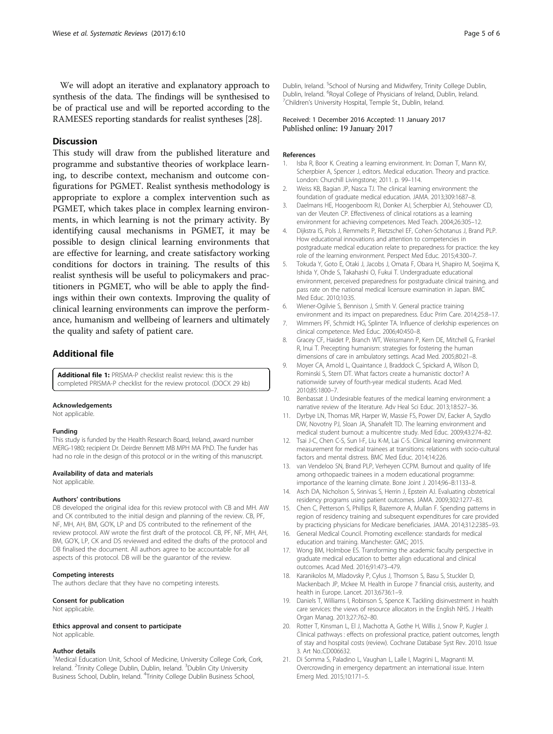We will adopt an iterative and explanatory approach to synthesis of the data. The findings will be synthesised to be of practical use and will be reported according to the RAMESES reporting standards for realist syntheses [28].

## Discussion

This study will draw from the published literature and programme and substantive theories of workplace learning, to describe context, mechanism and outcome configurations for PGMET. Realist synthesis methodology is appropriate to explore a complex intervention such as PGMET, which takes place in complex learning environments, in which learning is not the primary activity. By identifying causal mechanisms in PGMET, it may be possible to design clinical learning environments that are effective for learning, and create satisfactory working conditions for doctors in training. The results of this realist synthesis will be useful to policymakers and practitioners in PGMET, who will be able to apply the findings within their own contexts. Improving the quality of clinical learning environments can improve the performance, humanism and wellbeing of learners and ultimately the quality and safety of patient care.

## Additional file

**Additional file 1:** PRISMA-P checklist realist review: this is the completed PRISMA-P checklist for the review protocol. (DOCX 29 kb)

#### Acknowledgements

Not applicable.

#### Funding

This study is funded by the Health Research Board, Ireland, award number MERG-1980; recipient Dr. Deirdre Bennett MB MPH MA PhD. The funder has had no role in the design of this protocol or in the writing of this manuscript.

#### Availability of data and materials

Not applicable.

#### Authors' contributions

DB developed the original idea for this review protocol with CB and MH. AW and CK contributed to the initial design and planning of the review. CB, PF, NF, MH, AH, BM, GO'K, LP and DS contributed to the refinement of the review protocol. AW wrote the first draft of the protocol. CB, PF, NF, MH, AH, BM, GO'K, LP, CK and DS reviewed and edited the drafts of the protocol and DB finalised the document. All authors agree to be accountable for all aspects of this protocol. DB will be the guarantor of the review.

#### Competing interests

The authors declare that they have no competing interests.

#### Consent for publication

Not applicable.

#### Ethics approval and consent to participate

Not applicable.

#### Author details

[1]Medical Education Unit, School of Medicine, University College Cork, Cork, Ireland. [2]Trinity College Dublin, Dublin, Ireland. [3]Dublin City University Business School, Dublin, Ireland. [4]Trinity College Dublin Business School, Dublin, Ireland. [5]School of Nursing and Midwifery, Trinity College Dublin, Dublin, Ireland. [6]Royal College of Physicians of Ireland, Dublin, Ireland. [7]Children's University Hospital, Temple St., Dublin, Ireland.

Received: 1 December 2016 Accepted: 11 January 2017
Published online: 19 January 2017

#### References

1. Isba R, Boor K. Creating a learning environment. In: Dornan T, Mann KV, Scherpbier A, Spencer J, editors. Medical education. Theory and practice. London: Churchill Livingstone; 2011. p. 99–114.
2. Weiss KB, Bagian JP, Nasca TJ. The clinical learning environment: the foundation of graduate medical education. JAMA. 2013;309:1687–8.
3. Daelmans HE, Hoogenboom RJ, Donker AJ, Scherpbier AJ, Stehouwer CD, van der Vleuten CP. Effectiveness of clinical rotations as a learning environment for achieving competences. Med Teach. 2004;26:305–12.
4. Dijkstra IS, Pols J, Remmelts P, Rietzschel EF, Cohen-Schotanus J, Brand PLP. How educational innovations and attention to competencies in postgraduate medical education relate to preparedness for practice: the key role of the learning environment. Perspect Med Educ. 2015;4:300–7.
5. Tokuda Y, Goto E, Otaki J, Jacobs J, Omata F, Obara H, Shapiro M, Soejima K, Ishida Y, Ohde S, Takahashi O, Fukui T. Undergraduate educational environment, perceived preparedness for postgraduate clinical training, and pass rate on the national medical licensure examination in Japan. BMC Med Educ. 2010;10:35.
6. Wiener-Ogilvie S, Bennison J, Smith V. General practice training environment and its impact on preparedness. Educ Prim Care. 2014;25:8–17.
7. Wimmers PF, Schmidt HG, Splinter TA. Influence of clerkship experiences on clinical competence. Med Educ. 2006;40:450–8.
8. Gracey CF, Haidet P, Branch WT, Weissmann P, Kern DE, Mitchell G, Frankel R, Inui T. Precepting humanism: strategies for fostering the human dimensions of care in ambulatory settings. Acad Med. 2005;80:21–8.
9. Moyer CA, Arnold L, Quaintance J, Braddock C, Spickard A, Wilson D, Rominski S, Stern DT. What factors create a humanistic doctor? A nationwide survey of fourth-year medical students. Acad Med. 2010;85:1800–7.
10. Benbassat J. Undesirable features of the medical learning environment: a narrative review of the literature. Adv Heal Sci Educ. 2013;18:527–36.
11. Dyrbye LN, Thomas MR, Harper W, Massie FS, Power DV, Eacker A, Szydlo DW, Novotny PJ, Sloan JA, Shanafelt TD. The learning environment and medical student burnout: a multicentre study. Med Educ. 2009;43:274–82.
12. Tsai J-C, Chen C-S, Sun I-F, Liu K-M, Lai C-S. Clinical learning environment measurement for medical trainees at transitions: relations with socio-cultural factors and mental distress. BMC Med Educ. 2014;14:226.
13. van Vendeloo SN, Brand PLP, Verheyen CCPM. Burnout and quality of life among orthopaedic trainees in a modern educational programme: importance of the learning climate. Bone Joint J. 2014;96–B:1133–8.
14. Asch DA, Nicholson S, Srinivas S, Herrin J, Epstein AJ. Evaluating obstetrical residency programs using patient outcomes. JAMA. 2009;302:1277–83.
15. Chen C, Petterson S, Phillips R, Bazemore A, Mullan F. Spending patterns in region of residency training and subsequent expenditures for care provided by practicing physicians for Medicare beneficiaries. JAMA. 2014;312:2385–93.
16. General Medical Council. Promoting excellence: standards for medical education and training. Manchester: GMC; 2015.
17. Wong BM, Holmboe ES. Transforming the academic faculty perspective in graduate medical education to better align educational and clinical outcomes. Acad Med. 2016;91:473–479.
18. Karanikolos M, Mladovsky P, Cylus J, Thomson S, Basu S, Stuckler D, Mackenbach JP, Mckee M. Health in Europe 7 financial crisis, austerity, and health in Europe. Lancet. 2013;6736:1–9.
19. Daniels T, Williams I, Robinson S, Spence K. Tackling disinvestment in health care services: the views of resource allocators in the English NHS. J Health Organ Manag. 2013;27:762–80.
20. Rotter T, Kinsman L, EI J, Machotta A, Gothe H, Willis J, Snow P, Kugler J. Clinical pathways : effects on professional practice, patient outcomes, length of stay and hospital costs (review). Cochrane Database Syst Rev. 2010. Issue 3. Art No.:CD006632.
21. Di Somma S, Paladino L, Vaughan L, Lalle I, Magrini L, Magnanti M. Overcrowding in emergency department: an international issue. Intern Emerg Med. 2015;10:171–5.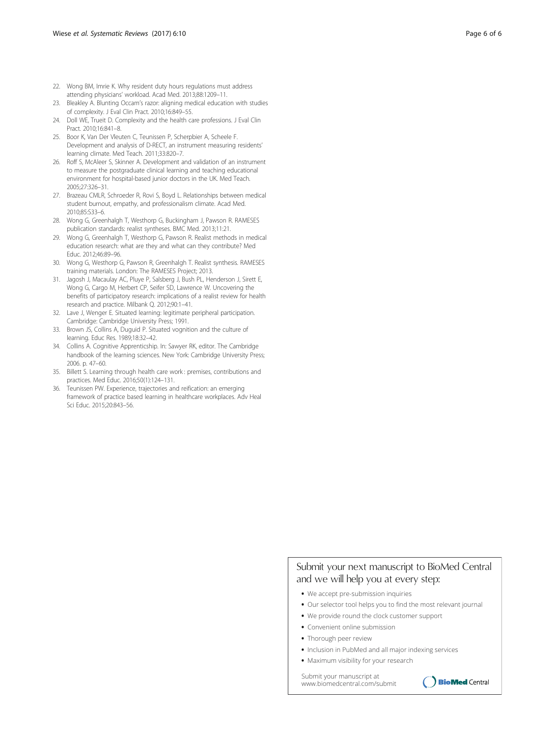22. Wong BM, Imrie K. Why resident duty hours regulations must address attending physicians' workload. Acad Med. 2013;88:1209–11.
23. Bleakley A. Blunting Occam's razor: aligning medical education with studies of complexity. J Eval Clin Pract. 2010;16:849–55.
24. Doll WE, Trueit D. Complexity and the health care professions. J Eval Clin Pract. 2010;16:841–8.
25. Boor K, Van Der Vleuten C, Teunissen P, Scherpbier A, Scheele F. Development and analysis of D-RECT, an instrument measuring residents' learning climate. Med Teach. 2011;33:820–7.
26. Roff S, McAleer S, Skinner A. Development and validation of an instrument to measure the postgraduate clinical learning and teaching educational environment for hospital-based junior doctors in the UK. Med Teach. 2005;27:326–31.
27. Brazeau CMLR, Schroeder R, Rovi S, Boyd L. Relationships between medical student burnout, empathy, and professionalism climate. Acad Med. 2010;85:S33–6.
28. Wong G, Greenhalgh T, Westhorp G, Buckingham J, Pawson R. RAMESES publication standards: realist syntheses. BMC Med. 2013;11:21.
29. Wong G, Greenhalgh T, Westhorp G, Pawson R. Realist methods in medical education research: what are they and what can they contribute? Med Educ. 2012;46:89–96.
30. Wong G, Westhorp G, Pawson R, Greenhalgh T. Realist synthesis. RAMESES training materials. London: The RAMESES Project; 2013.
31. Jagosh J, Macaulay AC, Pluye P, Salsberg J, Bush PL, Henderson J, Sirett E, Wong G, Cargo M, Herbert CP, Seifer SD, Lawrence W. Uncovering the benefits of participatory research: implications of a realist review for health research and practice. Milbank Q. 2012;90:1–41.
32. Lave J, Wenger E. Situated learning: legitimate peripheral participation. Cambridge: Cambridge University Press; 1991.
33. Brown JS, Collins A, Duguid P. Situated vognition and the culture of learning. Educ Res. 1989;18:32–42.
34. Collins A. Cognitive Apprenticship. In: Sawyer RK, editor. The Cambridge handbook of the learning sciences. New York: Cambridge University Press; 2006. p. 47–60.
35. Billett S. Learning through health care work: premises, contributions and practices. Med Educ. 2016;50(1):124–131.
36. Teunissen PW. Experience, trajectories and reification: an emerging framework of practice based learning in healthcare workplaces. Adv Heal Sci Educ. 2015;20:843–56.

Submit your next manuscript to BioMed Central and we will help you at every step:

- We accept pre-submission inquiries
- Our selector tool helps you to find the most relevant journal
- We provide round the clock customer support
- Convenient online submission
- Thorough peer review
- Inclusion in PubMed and all major indexing services
- Maximum visibility for your research

Submit your manuscript at www.biomedcentral.com/submit

BioMed Central